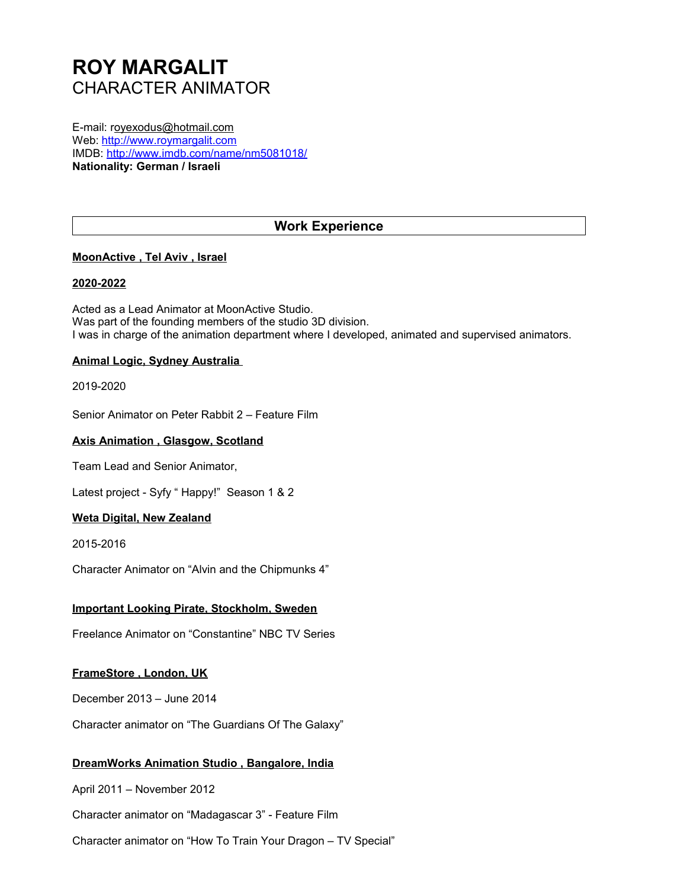# ROY MARGALIT
CHARACTER ANIMATOR

E-mail: royexodus@hotmail.com
Web: http://www.roymargalit.com
IMDB: http://www.imdb.com/name/nm5081018/
**Nationality: German / Israeli**

## Work Experience

**MoonActive , Tel Aviv , Israel**

**2020-2022**

Acted as a Lead Animator at MoonActive Studio.
Was part of the founding members of the studio 3D division.
I was in charge of the animation department where I developed, animated and supervised animators.

**Animal Logic, Sydney Australia**

2019-2020

Senior Animator on Peter Rabbit 2 – Feature Film

**Axis Animation , Glasgow, Scotland**

Team Lead and Senior Animator,

Latest project - Syfy " Happy!" Season 1 & 2

**Weta Digital, New Zealand**

2015-2016

Character Animator on "Alvin and the Chipmunks 4"

**Important Looking Pirate, Stockholm, Sweden**

Freelance Animator on "Constantine" NBC TV Series

**FrameStore , London, UK**

December 2013 – June 2014

Character animator on "The Guardians Of The Galaxy"

**DreamWorks Animation Studio , Bangalore, India**

April 2011 – November 2012

Character animator on "Madagascar 3" - Feature Film

Character animator on "How To Train Your Dragon – TV Special"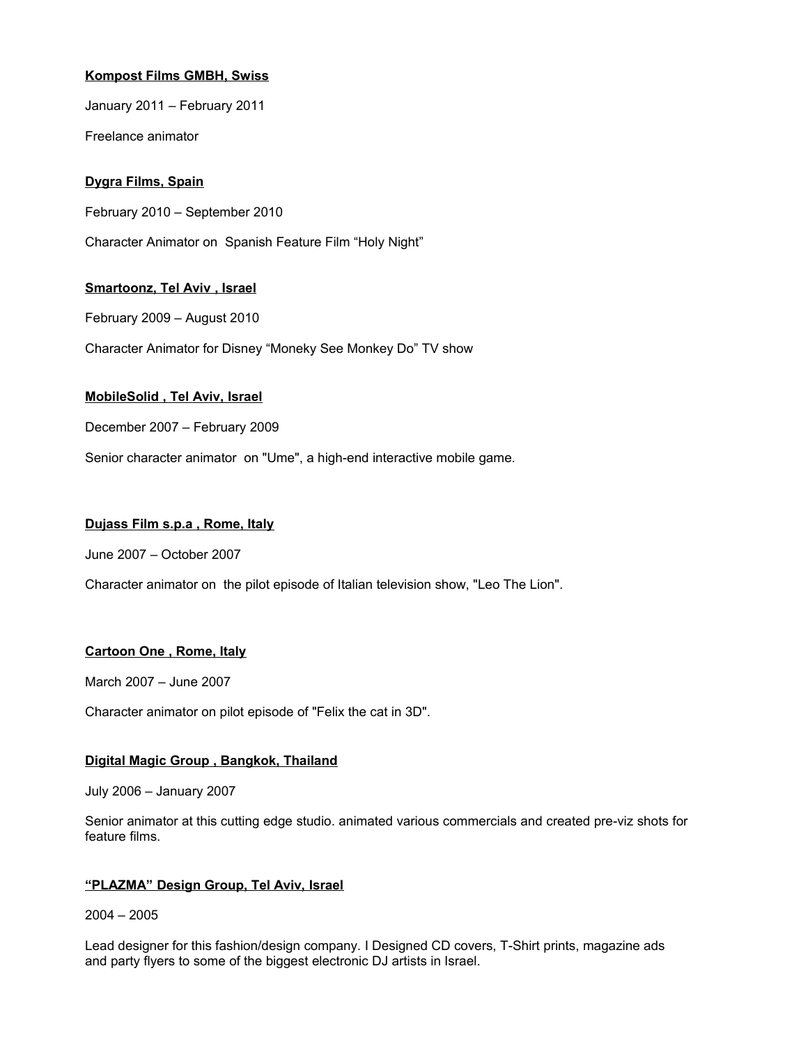**<u>Kompost Films GMBH, Swiss</u>**

January 2011 – February 2011

Freelance animator

**<u>Dygra Films, Spain</u>**

February 2010 – September 2010

Character Animator on Spanish Feature Film "Holy Night"

**<u>Smartoonz, Tel Aviv , Israel</u>**

February 2009 – August 2010

Character Animator for Disney "Moneky See Monkey Do" TV show

**<u>MobileSolid , Tel Aviv, Israel</u>**

December 2007 – February 2009

Senior character animator on "Ume", a high-end interactive mobile game.

**<u>Dujass Film s.p.a , Rome, Italy</u>**

June 2007 – October 2007

Character animator on the pilot episode of Italian television show, "Leo The Lion".

**<u>Cartoon One , Rome, Italy</u>**

March 2007 – June 2007

Character animator on pilot episode of "Felix the cat in 3D".

**<u>Digital Magic Group , Bangkok, Thailand</u>**

July 2006 – January 2007

Senior animator at this cutting edge studio. animated various commercials and created pre-viz shots for feature films.

**<u>"PLAZMA" Design Group, Tel Aviv, Israel</u>**

2004 – 2005

Lead designer for this fashion/design company. I Designed CD covers, T-Shirt prints, magazine ads and party flyers to some of the biggest electronic DJ artists in Israel.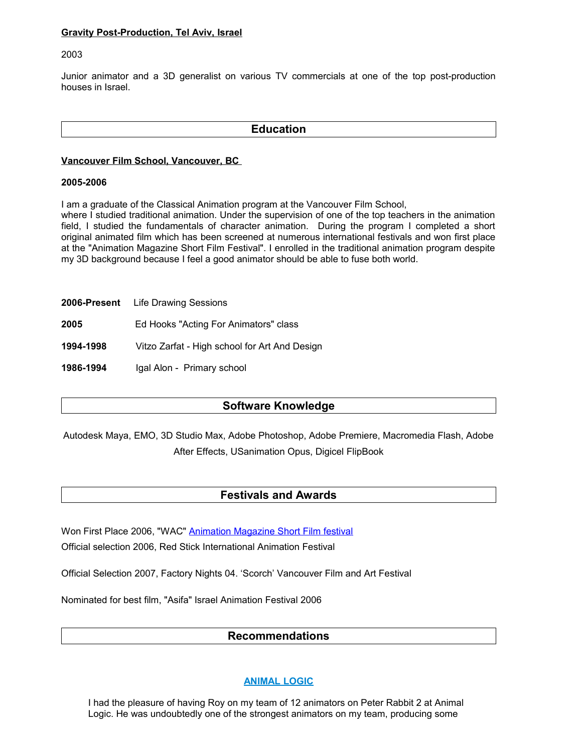**Gravity Post-Production, Tel Aviv, Israel**

2003

Junior animator and a 3D generalist on various TV commercials at one of the top post-production houses in Israel.

## Education

**Vancouver Film School, Vancouver, BC**

**2005-2006**

I am a graduate of the Classical Animation program at the Vancouver Film School, where I studied traditional animation. Under the supervision of one of the top teachers in the animation field, I studied the fundamentals of character animation. During the program I completed a short original animated film which has been screened at numerous international festivals and won first place at the "Animation Magazine Short Film Festival". I enrolled in the traditional animation program despite my 3D background because I feel a good animator should be able to fuse both world.

**2006-Present** Life Drawing Sessions

**2005** Ed Hooks "Acting For Animators" class

**1994-1998** Vitzo Zarfat - High school for Art And Design

**1986-1994** Igal Alon - Primary school

## Software Knowledge

Autodesk Maya, EMO, 3D Studio Max, Adobe Photoshop, Adobe Premiere, Macromedia Flash, Adobe After Effects, USanimation Opus, Digicel FlipBook

## Festivals and Awards

Won First Place 2006, "WAC" Animation Magazine Short Film festival

Official selection 2006, Red Stick International Animation Festival

Official Selection 2007, Factory Nights 04. 'Scorch' Vancouver Film and Art Festival

Nominated for best film, "Asifa" Israel Animation Festival 2006

## Recommendations

**ANIMAL LOGIC**

I had the pleasure of having Roy on my team of 12 animators on Peter Rabbit 2 at Animal Logic. He was undoubtedly one of the strongest animators on my team, producing some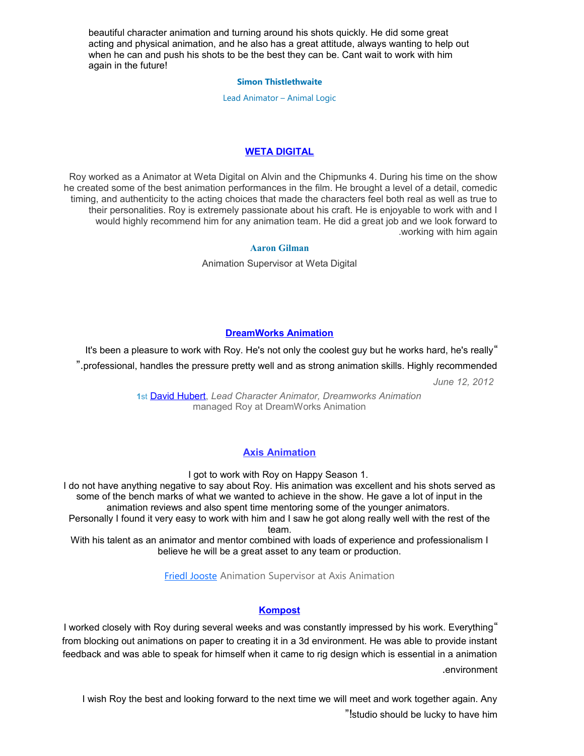beautiful character animation and turning around his shots quickly. He did some great acting and physical animation, and he also has a great attitude, always wanting to help out when he can and push his shots to be the best they can be. Cant wait to work with him again in the future!

**Simon Thistlethwaite**

Lead Animator – Animal Logic

## WETA DIGITAL

Roy worked as a Animator at Weta Digital on Alvin and the Chipmunks 4. During his time on the show he created some of the best animation performances in the film. He brought a level of a detail, comedic timing, and authenticity to the acting choices that made the characters feel both real as well as true to their personalities. Roy is extremely passionate about his craft. He is enjoyable to work with and I would highly recommend him for any animation team. He did a great job and we look forward to .working with him again

**Aaron Gilman**

Animation Supervisor at Weta Digital

## DreamWorks Animation

It's been a pleasure to work with Roy. He's not only the coolest guy but he works hard, he's really“ ”.professional, handles the pressure pretty well and as strong animation skills. Highly recommended

*June 12, 2012*

1st David Hubert, *Lead Character Animator, Dreamworks Animation*
managed Roy at DreamWorks Animation

## Axis Animation

I got to work with Roy on Happy Season 1.
I do not have anything negative to say about Roy. His animation was excellent and his shots served as some of the bench marks of what we wanted to achieve in the show. He gave a lot of input in the animation reviews and also spent time mentoring some of the younger animators.
Personally I found it very easy to work with him and I saw he got along really well with the rest of the team.
With his talent as an animator and mentor combined with loads of experience and professionalism I believe he will be a great asset to any team or production.

Friedl Jooste Animation Supervisor at Axis Animation

## Kompost

I worked closely with Roy during several weeks and was constantly impressed by his work. Everything“ from blocking out animations on paper to creating it in a 3d environment. He was able to provide instant feedback and was able to speak for himself when it came to rig design which is essential in a animation .environment

I wish Roy the best and looking forward to the next time we will meet and work together again. Any ”!studio should be lucky to have him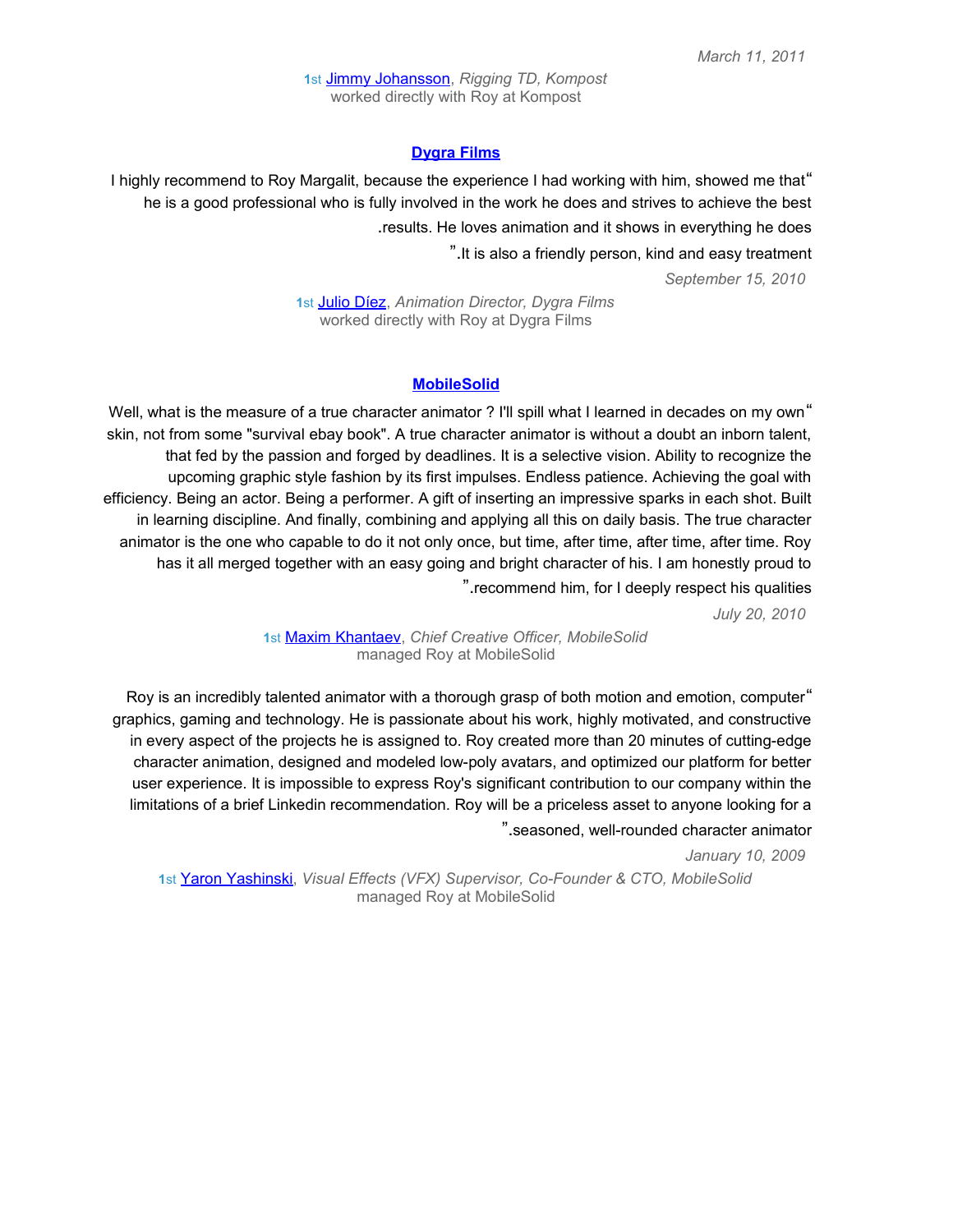*March 11, 2011*

1st [Jimmy Johansson], *Rigging TD, Kompost*
worked directly with Roy at Kompost

### Dygra Films

“I highly recommend to Roy Margalit, because the experience I had working with him, showed me that he is a good professional who is fully involved in the work he does and strives to achieve the best results. He loves animation and it shows in everything he does.
It is also a friendly person, kind and easy treatment.”

*September 15, 2010*

1st [Julio Díez], *Animation Director, Dygra Films*
worked directly with Roy at Dygra Films

### MobileSolid

“Well, what is the measure of a true character animator ? I'll spill what I learned in decades on my own skin, not from some "survival ebay book". A true character animator is without a doubt an inborn talent, that fed by the passion and forged by deadlines. It is a selective vision. Ability to recognize the upcoming graphic style fashion by its first impulses. Endless patience. Achieving the goal with efficiency. Being an actor. Being a performer. A gift of inserting an impressive sparks in each shot. Built in learning discipline. And finally, combining and applying all this on daily basis. The true character animator is the one who capable to do it not only once, but time, after time, after time, after time. Roy has it all merged together with an easy going and bright character of his. I am honestly proud to recommend him, for I deeply respect his qualities.”

*July 20, 2010*

1st [Maxim Khantaev], *Chief Creative Officer, MobileSolid*
managed Roy at MobileSolid

“Roy is an incredibly talented animator with a thorough grasp of both motion and emotion, computer graphics, gaming and technology. He is passionate about his work, highly motivated, and constructive in every aspect of the projects he is assigned to. Roy created more than 20 minutes of cutting-edge character animation, designed and modeled low-poly avatars, and optimized our platform for better user experience. It is impossible to express Roy's significant contribution to our company within the limitations of a brief Linkedin recommendation. Roy will be a priceless asset to anyone looking for a seasoned, well-rounded character animator.”

*January 10, 2009*

1st [Yaron Yashinski], *Visual Effects (VFX) Supervisor, Co-Founder & CTO, MobileSolid*
managed Roy at MobileSolid